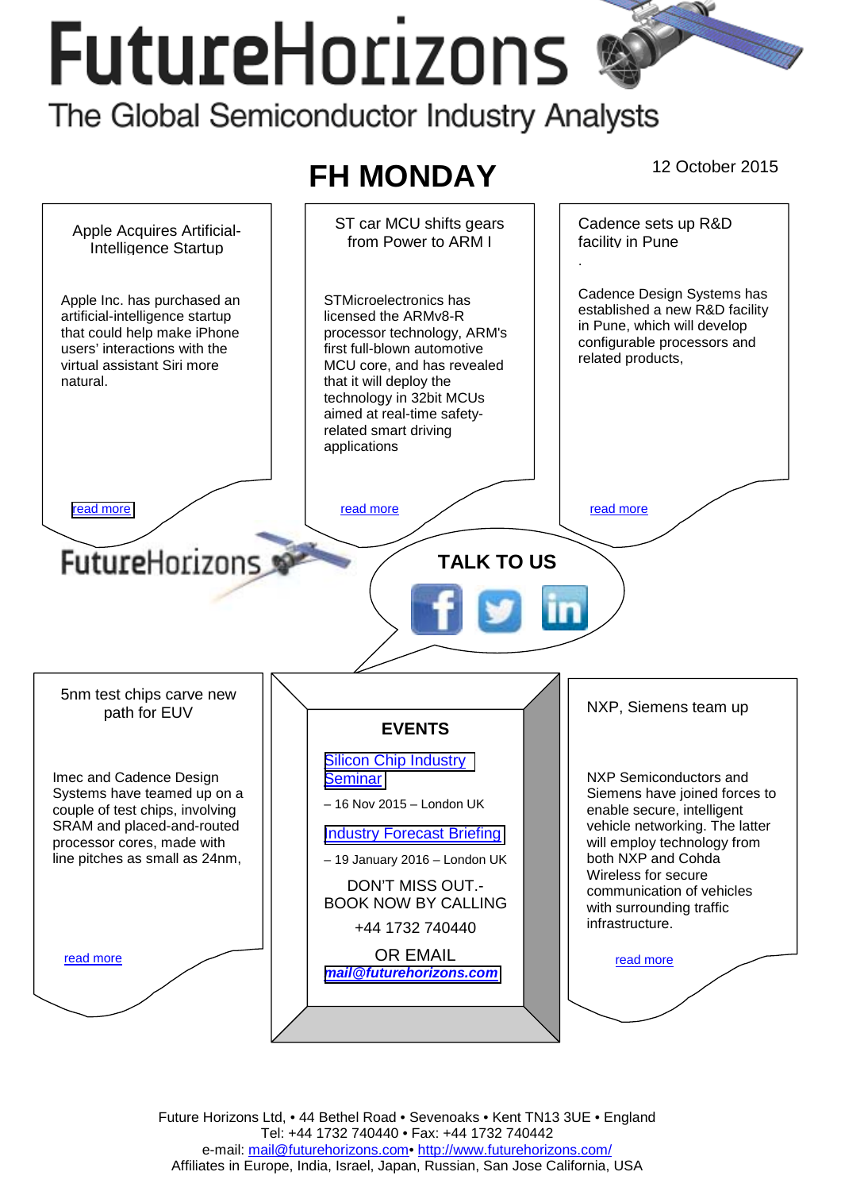# FutureHorizons

The Global Semiconductor Industry Analysts

## FH MONDAY

12 October 2015

### Apple Acquires Artificial-Intelligence Startup

Apple Inc. has purchased an artificial-intelligence startup that could help make iPhone users' interactions with the virtual assistant Siri more natural.

read more

### ST car MCU shifts gears from Power to ARM I

STMicroelectronics has licensed the ARMv8-R processor technology, ARM's first full-blown automotive MCU core, and has revealed that it will deploy the technology in 32bit MCUs aimed at real-time safety-related smart driving applications

read more

### Cadence sets up R&D facility in Pune

.

Cadence Design Systems has established a new R&D facility in Pune, which will develop configurable processors and related products,

read more

FutureHorizons

**TALK TO US**

### 5nm test chips carve new path for EUV

Imec and Cadence Design Systems have teamed up on a couple of test chips, involving SRAM and placed-and-routed processor cores, made with line pitches as small as 24nm,

read more

### EVENTS

Silicon Chip Industry Seminar

– 16 Nov 2015 – London UK

Industry Forecast Briefing

– 19 January 2016 – London UK

DON'T MISS OUT.- BOOK NOW BY CALLING

+44 1732 740440

OR EMAIL

***mail@futurehorizons.com***

### NXP, Siemens team up

NXP Semiconductors and Siemens have joined forces to enable secure, intelligent vehicle networking. The latter will employ technology from both NXP and Cohda Wireless for secure communication of vehicles with surrounding traffic infrastructure.

read more

Future Horizons Ltd, • 44 Bethel Road • Sevenoaks • Kent TN13 3UE • England
Tel: +44 1732 740440 • Fax: +44 1732 740442
e-mail: mail@futurehorizons.com• http://www.futurehorizons.com/
Affiliates in Europe, India, Israel, Japan, Russian, San Jose California, USA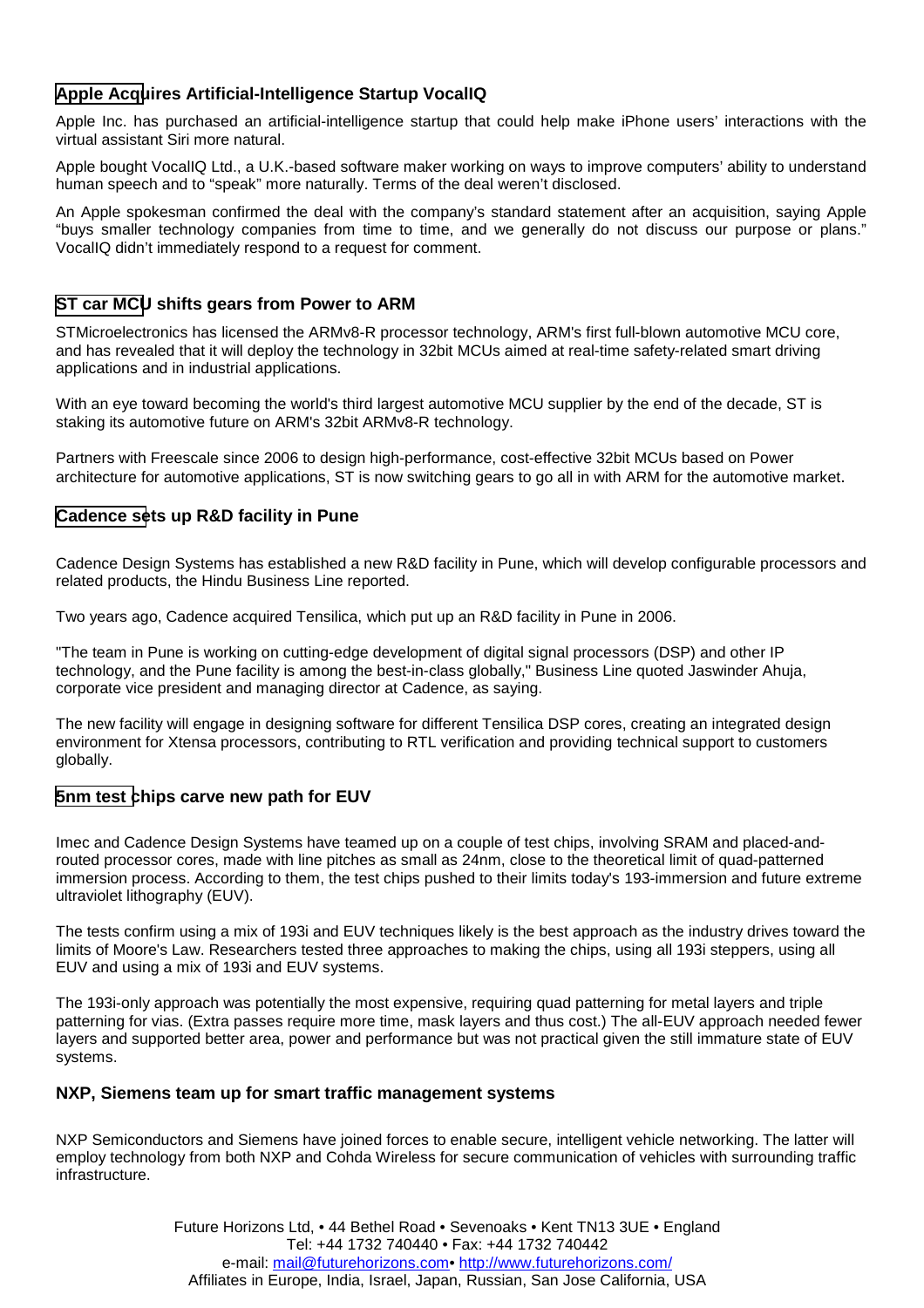### Apple Acquires Artificial-Intelligence Startup VocalIQ

Apple Inc. has purchased an artificial-intelligence startup that could help make iPhone users' interactions with the virtual assistant Siri more natural.

Apple bought VocalIQ Ltd., a U.K.-based software maker working on ways to improve computers' ability to understand human speech and to "speak" more naturally. Terms of the deal weren't disclosed.

An Apple spokesman confirmed the deal with the company's standard statement after an acquisition, saying Apple "buys smaller technology companies from time to time, and we generally do not discuss our purpose or plans." VocalIQ didn't immediately respond to a request for comment.

### ST car MCU shifts gears from Power to ARM

STMicroelectronics has licensed the ARMv8-R processor technology, ARM's first full-blown automotive MCU core, and has revealed that it will deploy the technology in 32bit MCUs aimed at real-time safety-related smart driving applications and in industrial applications.

With an eye toward becoming the world's third largest automotive MCU supplier by the end of the decade, ST is staking its automotive future on ARM's 32bit ARMv8-R technology.

Partners with Freescale since 2006 to design high-performance, cost-effective 32bit MCUs based on Power architecture for automotive applications, ST is now switching gears to go all in with ARM for the automotive market.

### Cadence sets up R&D facility in Pune

Cadence Design Systems has established a new R&D facility in Pune, which will develop configurable processors and related products, the Hindu Business Line reported.

Two years ago, Cadence acquired Tensilica, which put up an R&D facility in Pune in 2006.

"The team in Pune is working on cutting-edge development of digital signal processors (DSP) and other IP technology, and the Pune facility is among the best-in-class globally," Business Line quoted Jaswinder Ahuja, corporate vice president and managing director at Cadence, as saying.

The new facility will engage in designing software for different Tensilica DSP cores, creating an integrated design environment for Xtensa processors, contributing to RTL verification and providing technical support to customers globally.

### 5nm test chips carve new path for EUV

Imec and Cadence Design Systems have teamed up on a couple of test chips, involving SRAM and placed-and-routed processor cores, made with line pitches as small as 24nm, close to the theoretical limit of quad-patterned immersion process. According to them, the test chips pushed to their limits today's 193-immersion and future extreme ultraviolet lithography (EUV).

The tests confirm using a mix of 193i and EUV techniques likely is the best approach as the industry drives toward the limits of Moore's Law. Researchers tested three approaches to making the chips, using all 193i steppers, using all EUV and using a mix of 193i and EUV systems.

The 193i-only approach was potentially the most expensive, requiring quad patterning for metal layers and triple patterning for vias. (Extra passes require more time, mask layers and thus cost.) The all-EUV approach needed fewer layers and supported better area, power and performance but was not practical given the still immature state of EUV systems.

### NXP, Siemens team up for smart traffic management systems

NXP Semiconductors and Siemens have joined forces to enable secure, intelligent vehicle networking. The latter will employ technology from both NXP and Cohda Wireless for secure communication of vehicles with surrounding traffic infrastructure.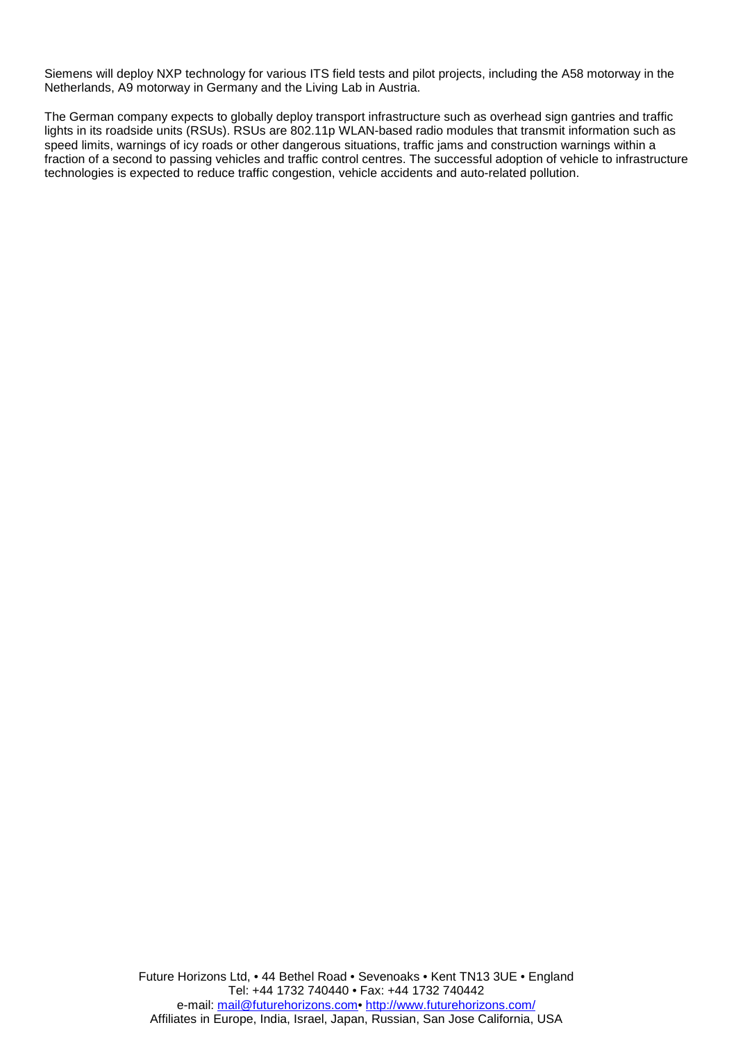Siemens will deploy NXP technology for various ITS field tests and pilot projects, including the A58 motorway in the Netherlands, A9 motorway in Germany and the Living Lab in Austria.

The German company expects to globally deploy transport infrastructure such as overhead sign gantries and traffic lights in its roadside units (RSUs). RSUs are 802.11p WLAN-based radio modules that transmit information such as speed limits, warnings of icy roads or other dangerous situations, traffic jams and construction warnings within a fraction of a second to passing vehicles and traffic control centres. The successful adoption of vehicle to infrastructure technologies is expected to reduce traffic congestion, vehicle accidents and auto-related pollution.